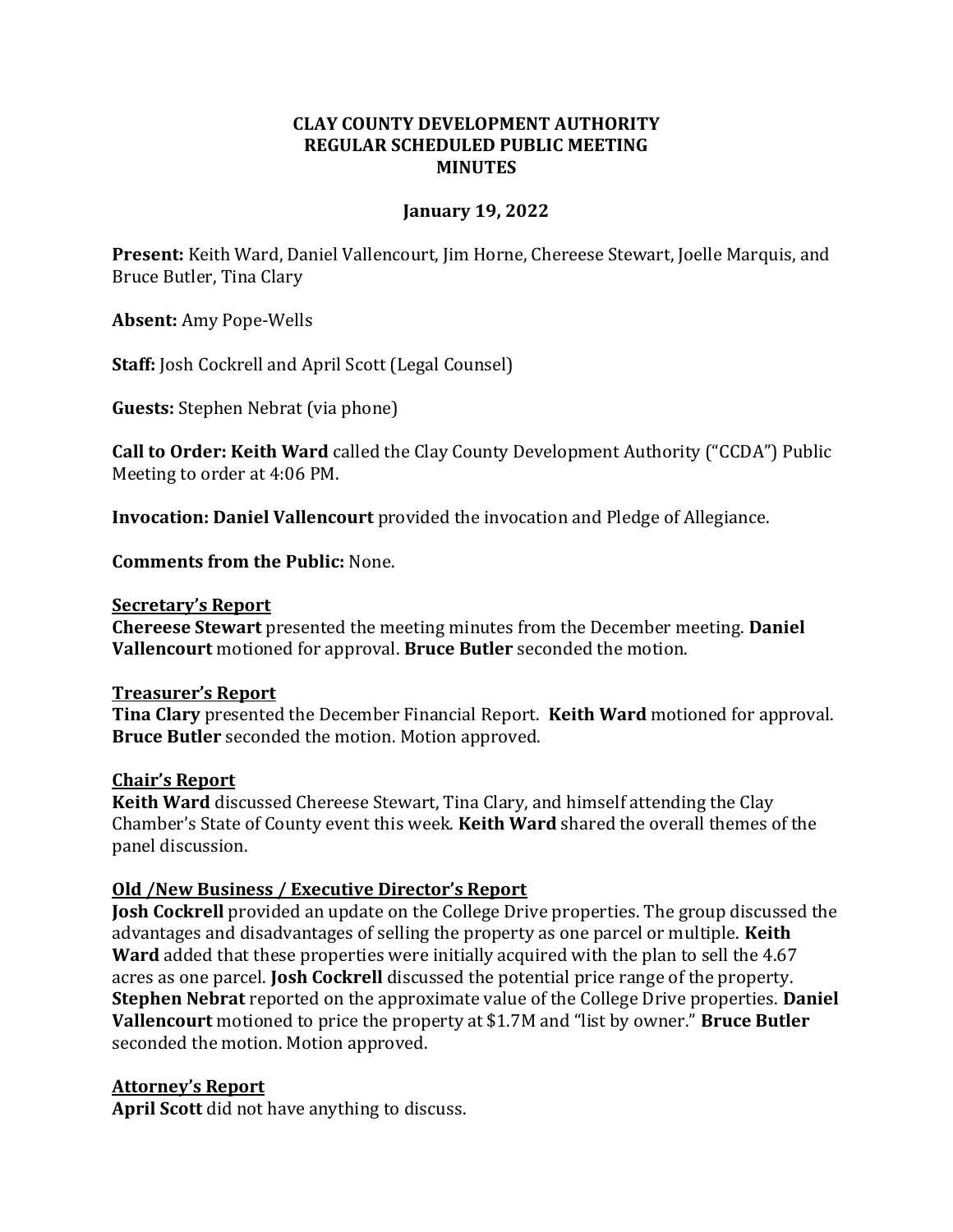# CLAY COUNTY DEVELOPMENT AUTHORITY
# REGULAR SCHEDULED PUBLIC MEETING
# MINUTES

**January 19, 2022**

**Present:** Keith Ward, Daniel Vallencourt, Jim Horne, Chereese Stewart, Joelle Marquis, and Bruce Butler, Tina Clary

**Absent:** Amy Pope-Wells

**Staff:** Josh Cockrell and April Scott (Legal Counsel)

**Guests:** Stephen Nebrat (via phone)

**Call to Order: Keith Ward** called the Clay County Development Authority ("CCDA") Public Meeting to order at 4:06 PM.

**Invocation: Daniel Vallencourt** provided the invocation and Pledge of Allegiance.

**Comments from the Public:** None.

**Secretary's Report**

**Chereese Stewart** presented the meeting minutes from the December meeting. **Daniel Vallencourt** motioned for approval. **Bruce Butler** seconded the motion.

**Treasurer's Report**

**Tina Clary** presented the December Financial Report. **Keith Ward** motioned for approval. **Bruce Butler** seconded the motion. Motion approved.

**Chair's Report**

**Keith Ward** discussed Chereese Stewart, Tina Clary, and himself attending the Clay Chamber's State of County event this week. **Keith Ward** shared the overall themes of the panel discussion.

**Old /New Business / Executive Director's Report**

**Josh Cockrell** provided an update on the College Drive properties. The group discussed the advantages and disadvantages of selling the property as one parcel or multiple. **Keith Ward** added that these properties were initially acquired with the plan to sell the 4.67 acres as one parcel. **Josh Cockrell** discussed the potential price range of the property. **Stephen Nebrat** reported on the approximate value of the College Drive properties. **Daniel Vallencourt** motioned to price the property at $1.7M and "list by owner." **Bruce Butler** seconded the motion. Motion approved.

**Attorney's Report**

**April Scott** did not have anything to discuss.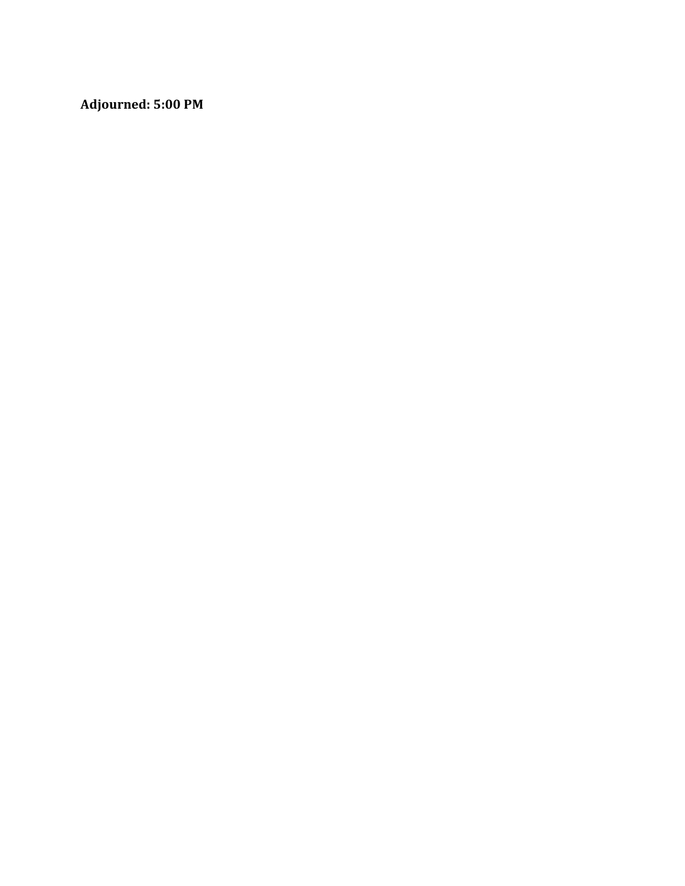**Adjourned: 5:00 PM**